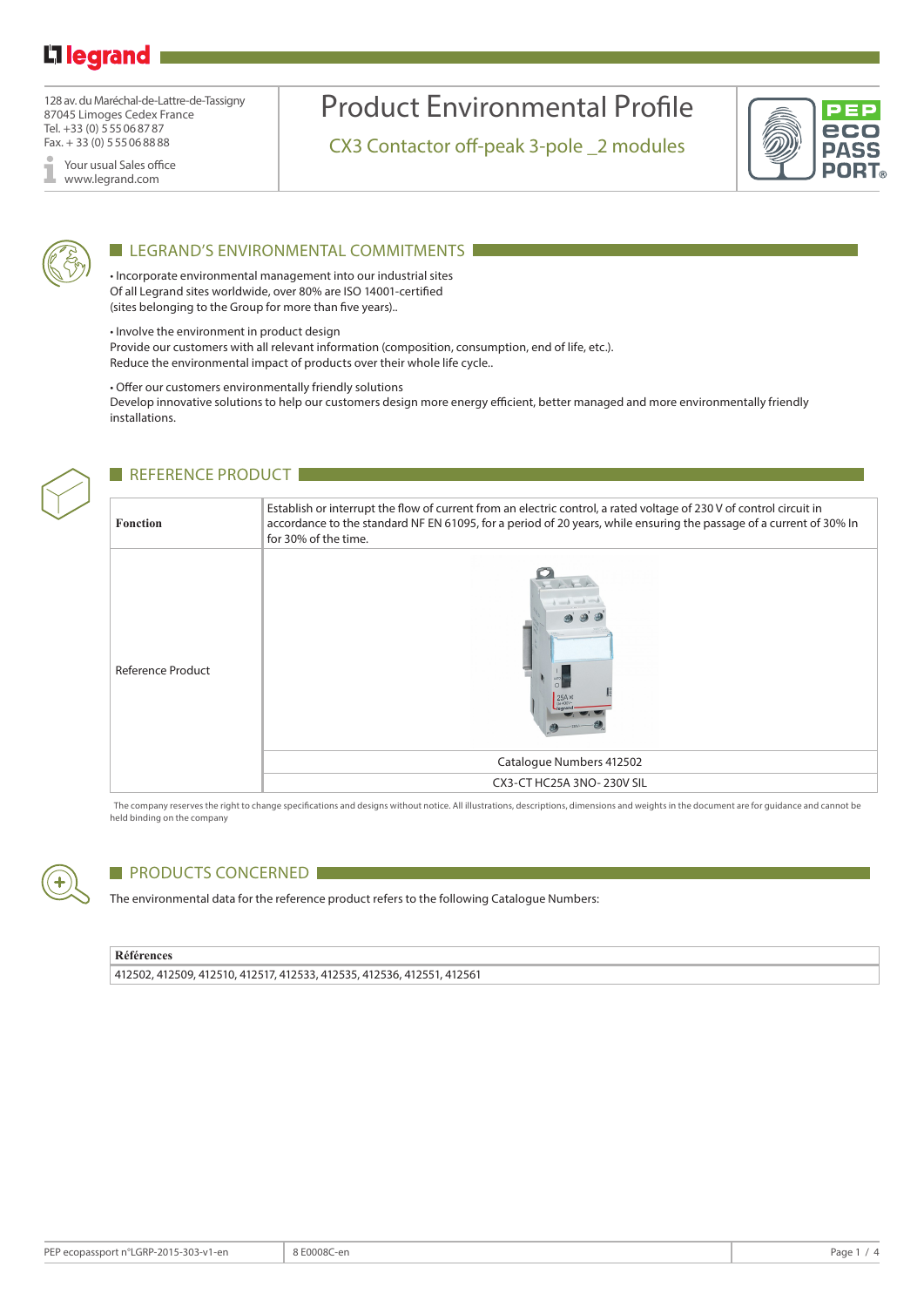128 av. du Maréchal-de-Lattre-de-Tassigny
87045 Limoges Cedex France
Tel. +33 (0) 5 55 06 87 87
Fax. + 33 (0) 5 55 06 88 88

Your usual Sales office
www.legrand.com

# Product Environmental Profile

## CX3 Contactor off-peak 3-pole _2 modules

## LEGRAND'S ENVIRONMENTAL COMMITMENTS

• Incorporate environmental management into our industrial sites
Of all Legrand sites worldwide, over 80% are ISO 14001-certified
(sites belonging to the Group for more than five years)..

• Involve the environment in product design
Provide our customers with all relevant information (composition, consumption, end of life, etc.).
Reduce the environmental impact of products over their whole life cycle..

• Offer our customers environmentally friendly solutions
Develop innovative solutions to help our customers design more energy efficient, better managed and more environmentally friendly installations.

## REFERENCE PRODUCT

| | |
|---|---|
| **Fonction** | Establish or interrupt the flow of current from an electric control, a rated voltage of 230 V of control circuit in accordance to the standard NF EN 61095, for a period of 20 years, while ensuring the passage of a current of 30% In for 30% of the time. |
| Reference Product | Catalogue Numbers 412502 |
| | CX3-CT HC25A 3NO- 230V SIL |

The company reserves the right to change specifications and designs without notice. All illustrations, descriptions, dimensions and weights in the document are for guidance and cannot be held binding on the company

## PRODUCTS CONCERNED

The environmental data for the reference product refers to the following Catalogue Numbers:

| **Références** |
|---|
| 412502, 412509, 412510, 412517, 412533, 412535, 412536, 412551, 412561 |

PEP ecopassport n°LGRP-2015-303-v1-en | 8 E0008C-en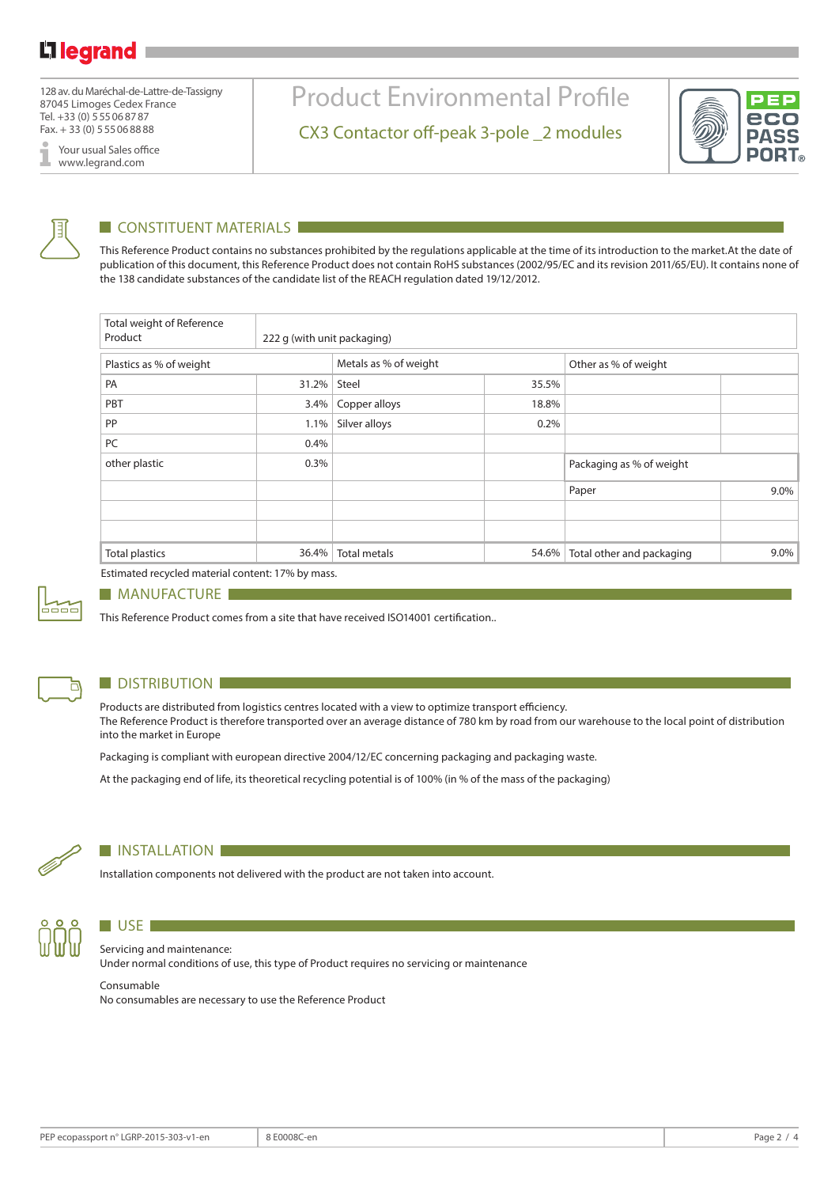128 av. du Maréchal-de-Lattre-de-Tassigny
87045 Limoges Cedex France
Tel. +33 (0) 5 55 06 87 87
Fax. + 33 (0) 5 55 06 88 88

Your usual Sales office
www.legrand.com

# Product Environmental Profile

## CX3 Contactor off-peak 3-pole _2 modules

## CONSTITUENT MATERIALS

This Reference Product contains no substances prohibited by the regulations applicable at the time of its introduction to the market.At the date of publication of this document, this Reference Product does not contain RoHS substances (2002/95/EC and its revision 2011/65/EU). It contains none of the 138 candidate substances of the candidate list of the REACH regulation dated 19/12/2012.

| Total weight of Reference Product | 222 g (with unit packaging) | | | | |
|---|---|---|---|---|---|
| Plastics as % of weight | | Metals as % of weight | | Other as % of weight | |
| PA | 31.2% | Steel | 35.5% | | |
| PBT | 3.4% | Copper alloys | 18.8% | | |
| PP | 1.1% | Silver alloys | 0.2% | | |
| PC | 0.4% | | | | |
| other plastic | 0.3% | | | Packaging as % of weight | |
| | | | | Paper | 9.0% |
| | | | | | |
| | | | | | |
| Total plastics | 36.4% | Total metals | 54.6% | Total other and packaging | 9.0% |

Estimated recycled material content: 17% by mass.

## MANUFACTURE

This Reference Product comes from a site that have received ISO14001 certification..

## DISTRIBUTION

Products are distributed from logistics centres located with a view to optimize transport efficiency.
The Reference Product is therefore transported over an average distance of 780 km by road from our warehouse to the local point of distribution into the market in Europe

Packaging is compliant with european directive 2004/12/EC concerning packaging and packaging waste.

At the packaging end of life, its theoretical recycling potential is of 100% (in % of the mass of the packaging)

## INSTALLATION

Installation components not delivered with the product are not taken into account.

## USE

Servicing and maintenance:
Under normal conditions of use, this type of Product requires no servicing or maintenance

Consumable
No consumables are necessary to use the Reference Product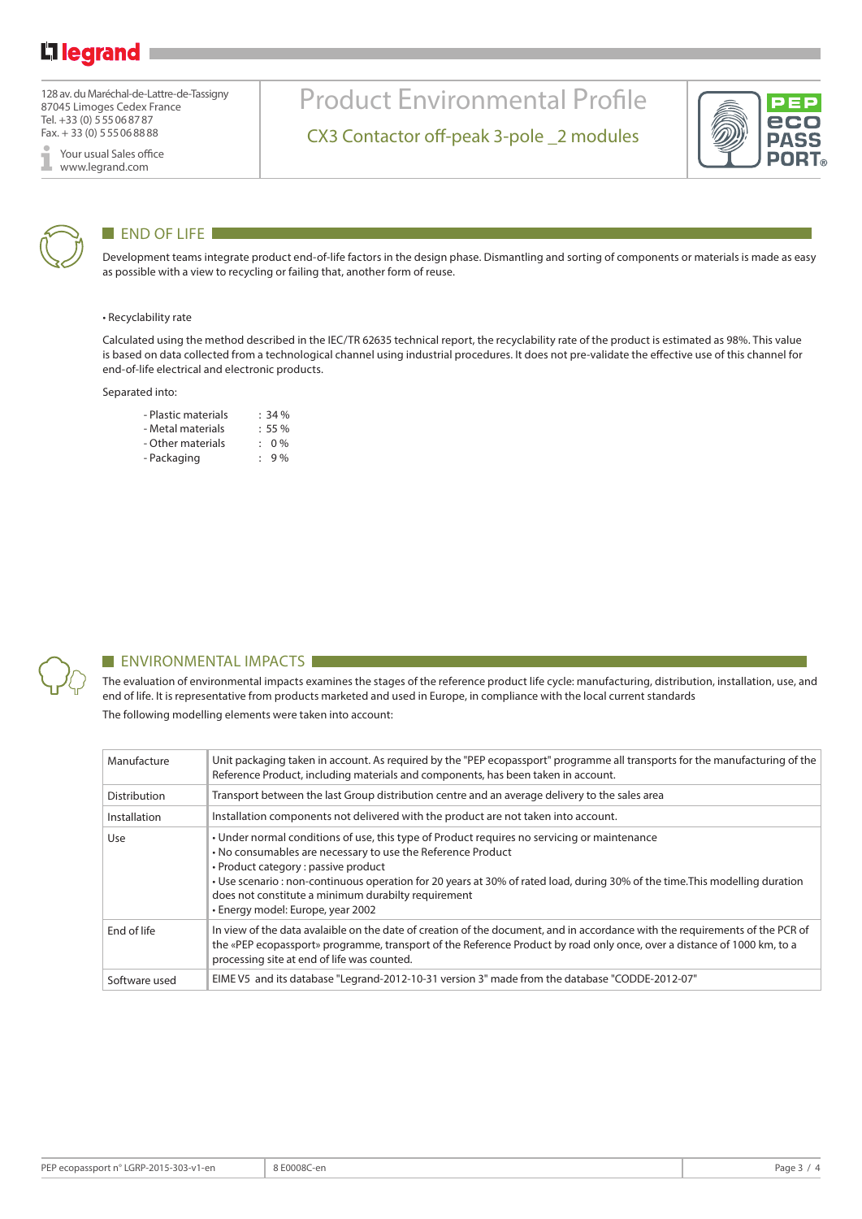# Product Environmental Profile

## CX3 Contactor off-peak 3-pole _2 modules

## END OF LIFE

Development teams integrate product end-of-life factors in the design phase. Dismantling and sorting of components or materials is made as easy as possible with a view to recycling or failing that, another form of reuse.

• Recyclability rate

Calculated using the method described in the IEC/TR 62635 technical report, the recyclability rate of the product is estimated as 98%. This value is based on data collected from a technological channel using industrial procedures. It does not pre-validate the effective use of this channel for end-of-life electrical and electronic products.

Separated into:

- Plastic materials : 34 %
- Metal materials : 55 %
- Other materials : 0 %
- Packaging : 9 %

## ENVIRONMENTAL IMPACTS

The evaluation of environmental impacts examines the stages of the reference product life cycle: manufacturing, distribution, installation, use, and end of life. It is representative from products marketed and used in Europe, in compliance with the local current standards

The following modelling elements were taken into account:

| | |
|---|---|
| Manufacture | Unit packaging taken in account. As required by the "PEP ecopassport" programme all transports for the manufacturing of the Reference Product, including materials and components, has been taken in account. |
| Distribution | Transport between the last Group distribution centre and an average delivery to the sales area |
| Installation | Installation components not delivered with the product are not taken into account. |
| Use | • Under normal conditions of use, this type of Product requires no servicing or maintenance<br>• No consumables are necessary to use the Reference Product<br>• Product category : passive product<br>• Use scenario : non-continuous operation for 20 years at 30% of rated load, during 30% of the time.This modelling duration does not constitute a minimum durabilty requirement<br>• Energy model: Europe, year 2002 |
| End of life | In view of the data avalaible on the date of creation of the document, and in accordance with the requirements of the PCR of the «PEP ecopassport» programme, transport of the Reference Product by road only once, over a distance of 1000 km, to a processing site at end of life was counted. |
| Software used | EIME V5 and its database "Legrand-2012-10-31 version 3" made from the database "CODDE-2012-07" |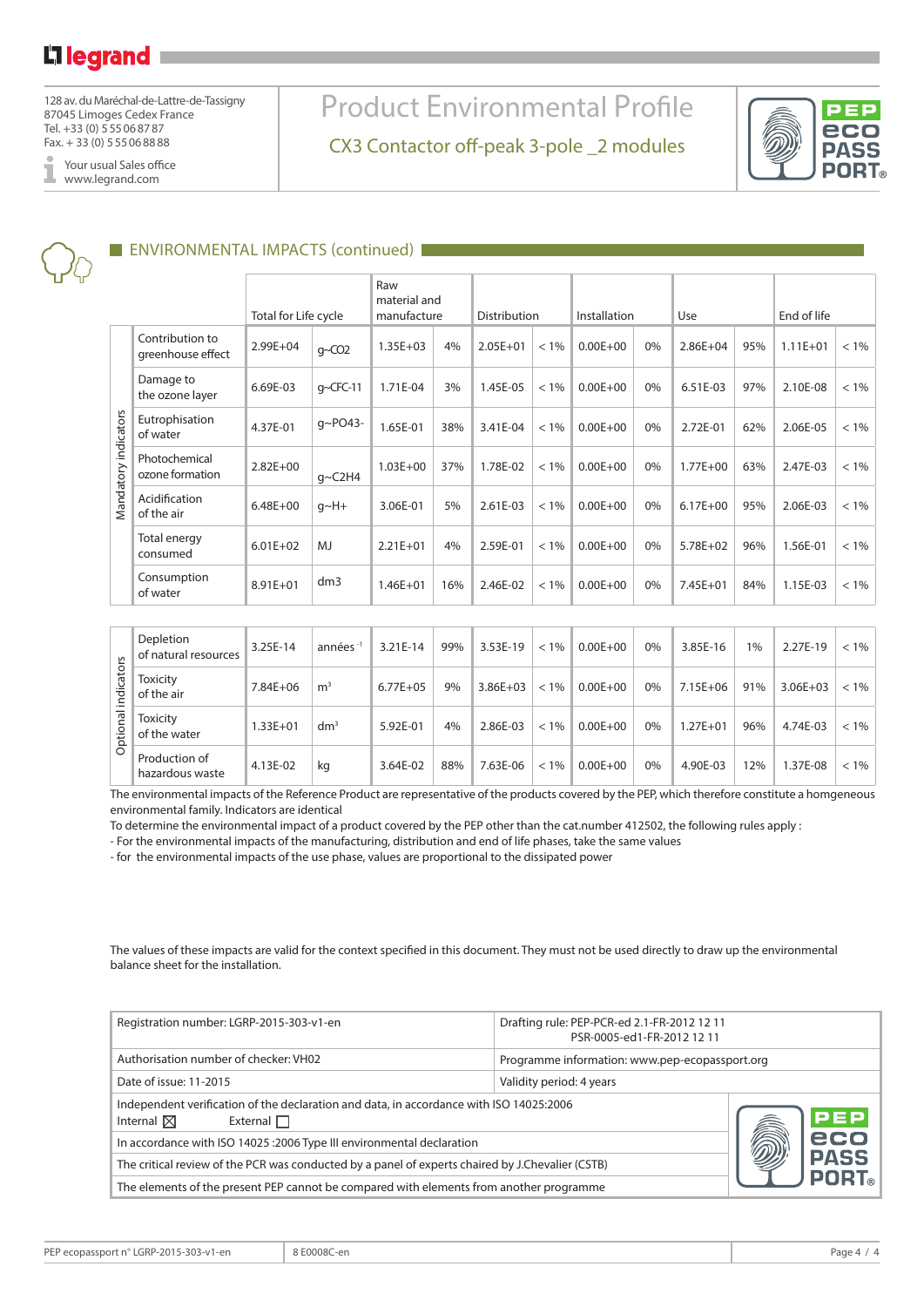128 av. du Maréchal-de-Lattre-de-Tassigny
87045 Limoges Cedex France
Tel. +33 (0) 5 55 06 87 87
Fax. + 33 (0) 5 55 06 88 88

Your usual Sales office
www.legrand.com

# Product Environmental Profile

## CX3 Contactor off-peak 3-pole _2 modules

## ENVIRONMENTAL IMPACTS (continued)

| | | Total for Life cycle | | Raw material and manufacture | | Distribution | | Installation | | Use | | End of life | |
|---|---|---|---|---|---|---|---|---|---|---|---|---|---|
| Mandatory indicators | Contribution to greenhouse effect | 2.99E+04 | g~CO2 | 1.35E+03 | 4% | 2.05E+01 | < 1% | 0.00E+00 | 0% | 2.86E+04 | 95% | 1.11E+01 | < 1% |
| | Damage to the ozone layer | 6.69E-03 | g~CFC-11 | 1.71E-04 | 3% | 1.45E-05 | < 1% | 0.00E+00 | 0% | 6.51E-03 | 97% | 2.10E-08 | < 1% |
| | Eutrophisation of water | 4.37E-01 | g~PO43- | 1.65E-01 | 38% | 3.41E-04 | < 1% | 0.00E+00 | 0% | 2.72E-01 | 62% | 2.06E-05 | < 1% |
| | Photochemical ozone formation | 2.82E+00 | g~C2H4 | 1.03E+00 | 37% | 1.78E-02 | < 1% | 0.00E+00 | 0% | 1.77E+00 | 63% | 2.47E-03 | < 1% |
| | Acidification of the air | 6.48E+00 | g~H+ | 3.06E-01 | 5% | 2.61E-03 | < 1% | 0.00E+00 | 0% | 6.17E+00 | 95% | 2.06E-03 | < 1% |
| | Total energy consumed | 6.01E+02 | MJ | 2.21E+01 | 4% | 2.59E-01 | < 1% | 0.00E+00 | 0% | 5.78E+02 | 96% | 1.56E-01 | < 1% |
| | Consumption of water | 8.91E+01 | dm3 | 1.46E+01 | 16% | 2.46E-02 | < 1% | 0.00E+00 | 0% | 7.45E+01 | 84% | 1.15E-03 | < 1% |
| Optional indicators | Depletion of natural resources | 3.25E-14 | années $^{-1}$ | 3.21E-14 | 99% | 3.53E-19 | < 1% | 0.00E+00 | 0% | 3.85E-16 | 1% | 2.27E-19 | < 1% |
| | Toxicity of the air | 7.84E+06 | $m^3$ | 6.77E+05 | 9% | 3.86E+03 | < 1% | 0.00E+00 | 0% | 7.15E+06 | 91% | 3.06E+03 | < 1% |
| | Toxicity of the water | 1.33E+01 | $dm^3$ | 5.92E-01 | 4% | 2.86E-03 | < 1% | 0.00E+00 | 0% | 1.27E+01 | 96% | 4.74E-03 | < 1% |
| | Production of hazardous waste | 4.13E-02 | kg | 3.64E-02 | 88% | 7.63E-06 | < 1% | 0.00E+00 | 0% | 4.90E-03 | 12% | 1.37E-08 | < 1% |

The environmental impacts of the Reference Product are representative of the products covered by the PEP, which therefore constitute a homgeneous environmental family. Indicators are identical

To determine the environmental impact of a product covered by the PEP other than the cat.number 412502, the following rules apply :

- For the environmental impacts of the manufacturing, distribution and end of life phases, take the same values
- for the environmental impacts of the use phase, values are proportional to the dissipated power

The values of these impacts are valid for the context specified in this document. They must not be used directly to draw up the environmental balance sheet for the installation.

| | |
|---|---|
| Registration number: LGRP-2015-303-v1-en | Drafting rule: PEP-PCR-ed 2.1-FR-2012 12 11 PSR-0005-ed1-FR-2012 12 11 |
| Authorisation number of checker: VH02 | Programme information: www.pep-ecopassport.org |
| Date of issue: 11-2015 | Validity period: 4 years |
| Independent verification of the declaration and data, in accordance with ISO 14025:2006 Internal ☒ External ☐ | |
| In accordance with ISO 14025 :2006 Type III environmental declaration | |
| The critical review of the PCR was conducted by a panel of experts chaired by J.Chevalier (CSTB) | |
| The elements of the present PEP cannot be compared with elements from another programme | |

PEP ecopassport n° LGRP-2015-303-v1-en | 8 E0008C-en